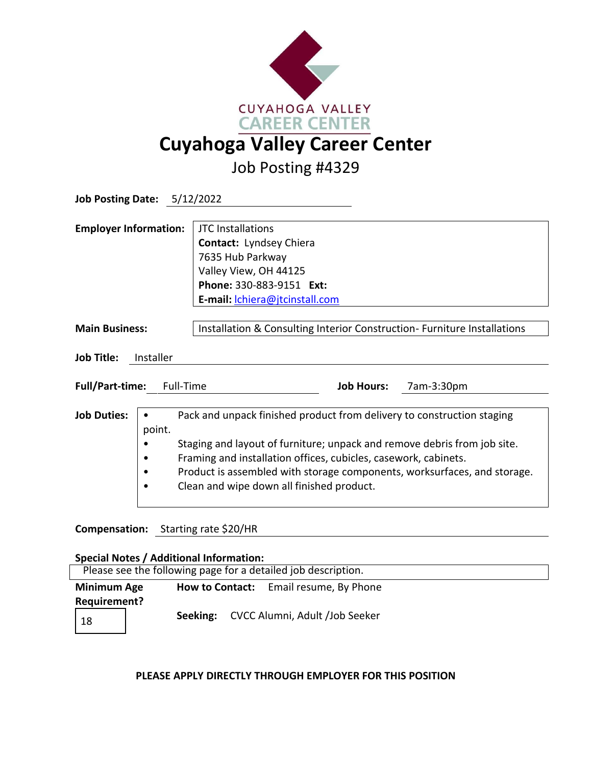# Cuyahoga Valley Career Center

## Job Posting #4329

**Job Posting Date:** 5/12/2022

**Employer Information:**
JTC Installations
**Contact:** Lyndsey Chiera
7635 Hub Parkway
Valley View, OH 44125
**Phone:** 330-883-9151 **Ext:**
**E-mail:** lchiera@jtcinstall.com

**Main Business:** Installation & Consulting Interior Construction- Furniture Installations

**Job Title:** Installer

**Full/Part-time:** Full-Time **Job Hours:** 7am-3:30pm

**Job Duties:**

- Pack and unpack finished product from delivery to construction staging point.
- Staging and layout of furniture; unpack and remove debris from job site.
- Framing and installation offices, cubicles, casework, cabinets.
- Product is assembled with storage components, worksurfaces, and storage.
- Clean and wipe down all finished product.

**Compensation:** Starting rate $20/HR

**Special Notes / Additional Information:**
Please see the following page for a detailed job description.

**Minimum Age Requirement?** 18

**How to Contact:** Email resume, By Phone

**Seeking:** CVCC Alumni, Adult /Job Seeker

**PLEASE APPLY DIRECTLY THROUGH EMPLOYER FOR THIS POSITION**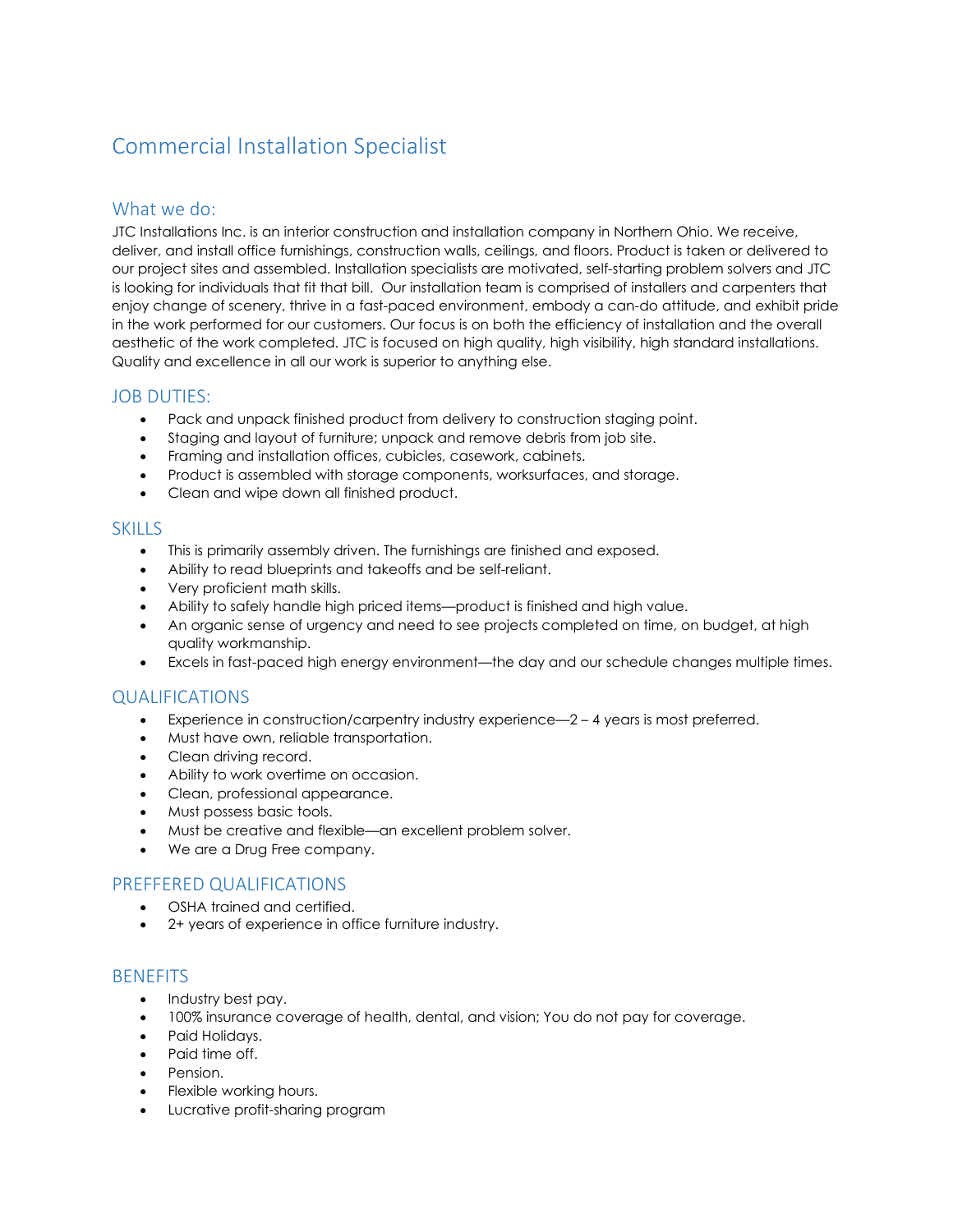# Commercial Installation Specialist

## What we do:

JTC Installations Inc. is an interior construction and installation company in Northern Ohio. We receive, deliver, and install office furnishings, construction walls, ceilings, and floors. Product is taken or delivered to our project sites and assembled. Installation specialists are motivated, self-starting problem solvers and JTC is looking for individuals that fit that bill. Our installation team is comprised of installers and carpenters that enjoy change of scenery, thrive in a fast-paced environment, embody a can-do attitude, and exhibit pride in the work performed for our customers. Our focus is on both the efficiency of installation and the overall aesthetic of the work completed. JTC is focused on high quality, high visibility, high standard installations. Quality and excellence in all our work is superior to anything else.

## JOB DUTIES:

- Pack and unpack finished product from delivery to construction staging point.
- Staging and layout of furniture; unpack and remove debris from job site.
- Framing and installation offices, cubicles, casework, cabinets.
- Product is assembled with storage components, worksurfaces, and storage.
- Clean and wipe down all finished product.

## SKILLS

- This is primarily assembly driven. The furnishings are finished and exposed.
- Ability to read blueprints and takeoffs and be self-reliant.
- Very proficient math skills.
- Ability to safely handle high priced items—product is finished and high value.
- An organic sense of urgency and need to see projects completed on time, on budget, at high quality workmanship.
- Excels in fast-paced high energy environment—the day and our schedule changes multiple times.

## QUALIFICATIONS

- Experience in construction/carpentry industry experience—2 – 4 years is most preferred.
- Must have own, reliable transportation.
- Clean driving record.
- Ability to work overtime on occasion.
- Clean, professional appearance.
- Must possess basic tools.
- Must be creative and flexible—an excellent problem solver.
- We are a Drug Free company.

## PREFFERED QUALIFICATIONS

- OSHA trained and certified.
- 2+ years of experience in office furniture industry.

## BENEFITS

- Industry best pay.
- 100% insurance coverage of health, dental, and vision; You do not pay for coverage.
- Paid Holidays.
- Paid time off.
- Pension.
- Flexible working hours.
- Lucrative profit-sharing program